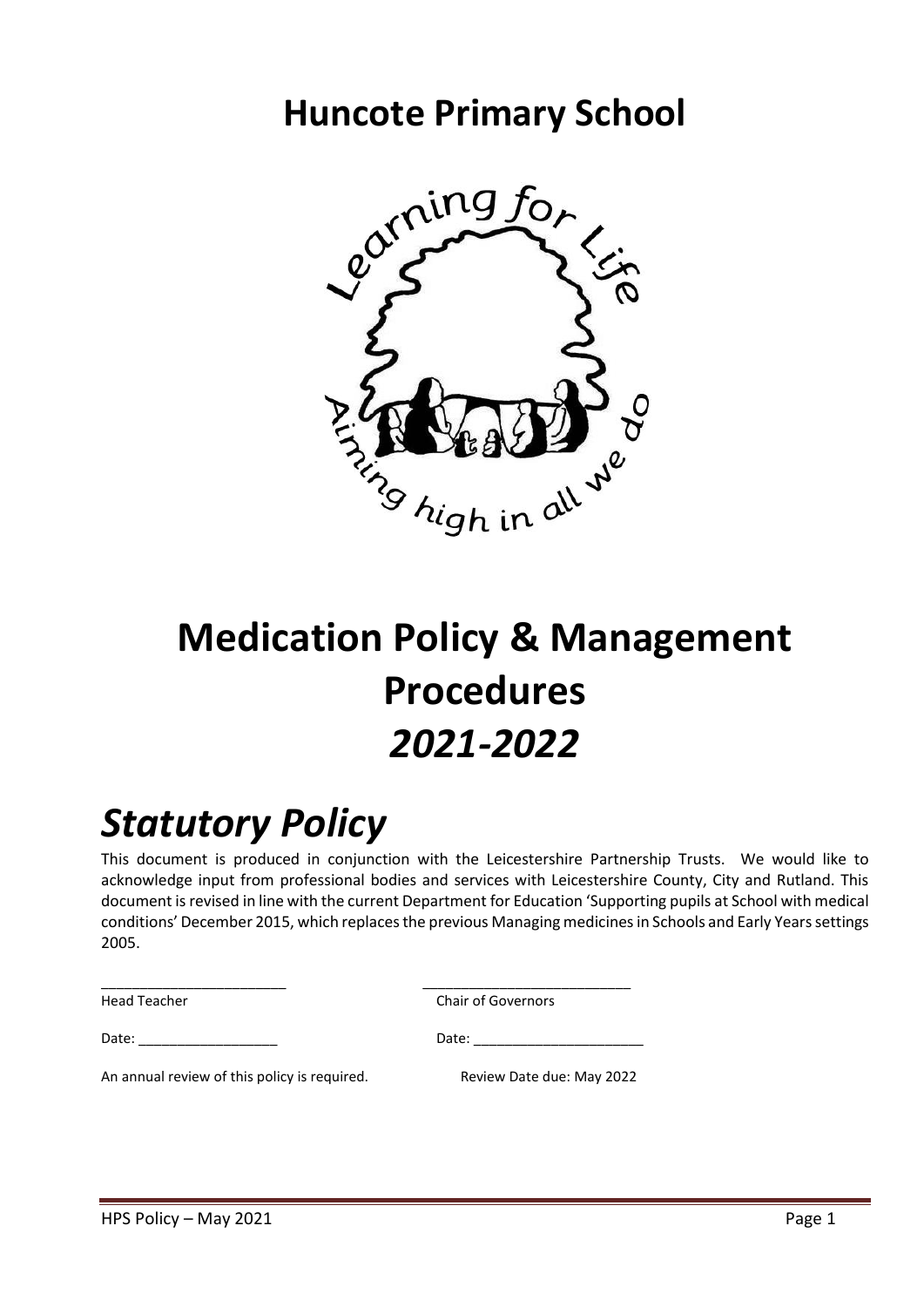# Huncote Primary School

# Medication Policy & Management Procedures

# *2021-2022*

# *Statutory Policy*

This document is produced in conjunction with the Leicestershire Partnership Trusts. We would like to acknowledge input from professional bodies and services with Leicestershire County, City and Rutland. This document is revised in line with the current Department for Education 'Supporting pupils at School with medical conditions' December 2015, which replaces the previous Managing medicines in Schools and Early Years settings 2005.

________________________ ________________________

Head Teacher Chair of Governors

Date: __________________ Date: ______________________

An annual review of this policy is required. Review Date due: May 2022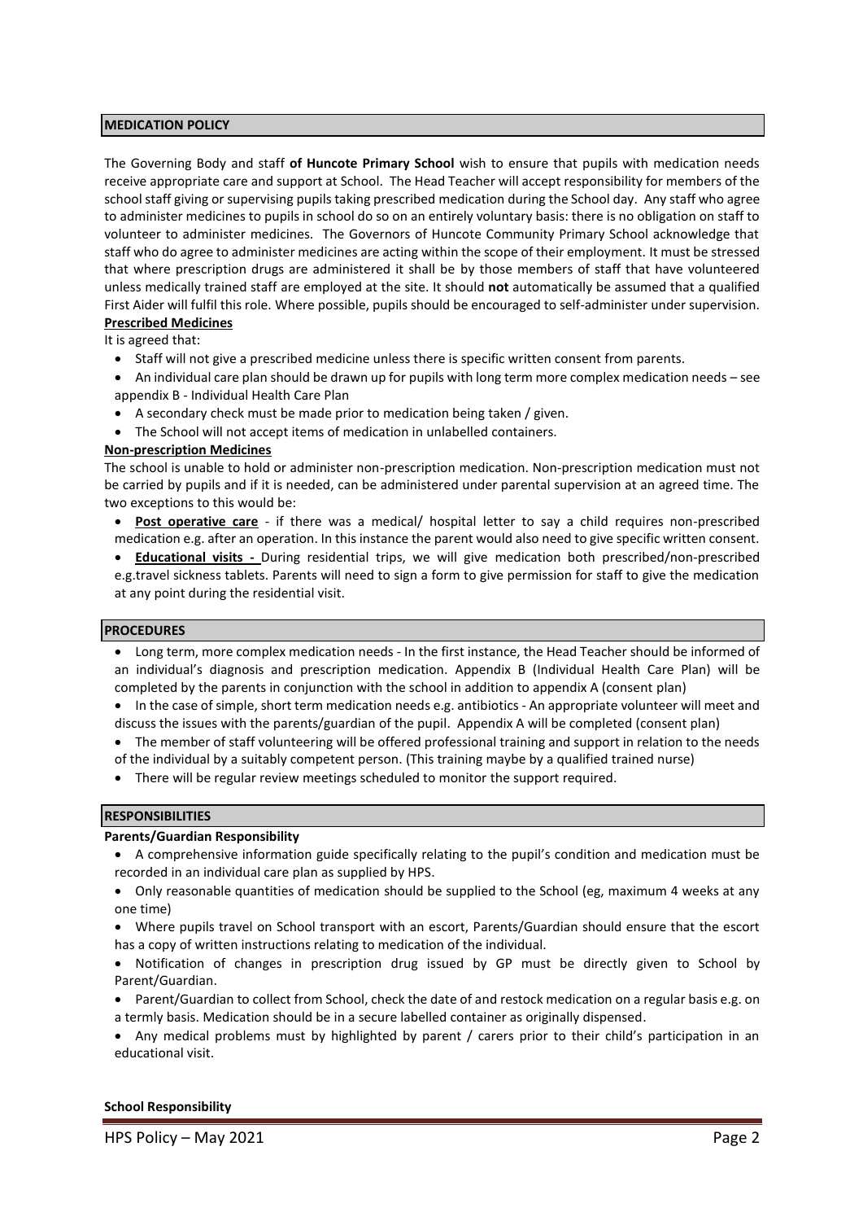## MEDICATION POLICY

The Governing Body and staff **of Huncote Primary School** wish to ensure that pupils with medication needs receive appropriate care and support at School. The Head Teacher will accept responsibility for members of the school staff giving or supervising pupils taking prescribed medication during the School day. Any staff who agree to administer medicines to pupils in school do so on an entirely voluntary basis: there is no obligation on staff to volunteer to administer medicines. The Governors of Huncote Community Primary School acknowledge that staff who do agree to administer medicines are acting within the scope of their employment. It must be stressed that where prescription drugs are administered it shall be by those members of staff that have volunteered unless medically trained staff are employed at the site. It should **not** automatically be assumed that a qualified First Aider will fulfil this role. Where possible, pupils should be encouraged to self-administer under supervision.

**Prescribed Medicines**

It is agreed that:

- Staff will not give a prescribed medicine unless there is specific written consent from parents.
- An individual care plan should be drawn up for pupils with long term more complex medication needs – see appendix B - Individual Health Care Plan
- A secondary check must be made prior to medication being taken / given.
- The School will not accept items of medication in unlabelled containers.

**Non-prescription Medicines**

The school is unable to hold or administer non-prescription medication. Non-prescription medication must not be carried by pupils and if it is needed, can be administered under parental supervision at an agreed time. The two exceptions to this would be:

- **Post operative care** - if there was a medical/ hospital letter to say a child requires non-prescribed medication e.g. after an operation. In this instance the parent would also need to give specific written consent.
- **Educational visits -** During residential trips, we will give medication both prescribed/non-prescribed e.g.travel sickness tablets. Parents will need to sign a form to give permission for staff to give the medication at any point during the residential visit.

## PROCEDURES

- Long term, more complex medication needs - In the first instance, the Head Teacher should be informed of an individual's diagnosis and prescription medication. Appendix B (Individual Health Care Plan) will be completed by the parents in conjunction with the school in addition to appendix A (consent plan)
- In the case of simple, short term medication needs e.g. antibiotics - An appropriate volunteer will meet and discuss the issues with the parents/guardian of the pupil. Appendix A will be completed (consent plan)
- The member of staff volunteering will be offered professional training and support in relation to the needs of the individual by a suitably competent person. (This training maybe by a qualified trained nurse)
- There will be regular review meetings scheduled to monitor the support required.

## RESPONSIBILITIES

**Parents/Guardian Responsibility**

- A comprehensive information guide specifically relating to the pupil's condition and medication must be recorded in an individual care plan as supplied by HPS.
- Only reasonable quantities of medication should be supplied to the School (eg, maximum 4 weeks at any one time)
- Where pupils travel on School transport with an escort, Parents/Guardian should ensure that the escort has a copy of written instructions relating to medication of the individual.
- Notification of changes in prescription drug issued by GP must be directly given to School by Parent/Guardian.
- Parent/Guardian to collect from School, check the date of and restock medication on a regular basis e.g. on a termly basis. Medication should be in a secure labelled container as originally dispensed.
- Any medical problems must by highlighted by parent / carers prior to their child's participation in an educational visit.

**School Responsibility**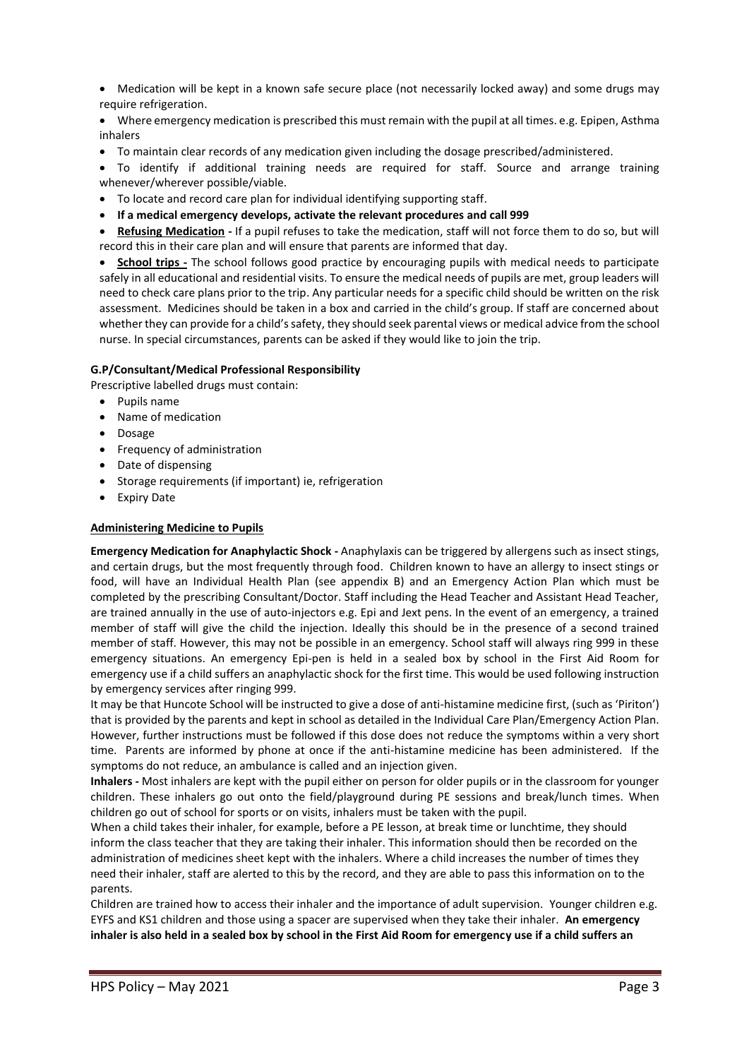- Medication will be kept in a known safe secure place (not necessarily locked away) and some drugs may require refrigeration.
- Where emergency medication is prescribed this must remain with the pupil at all times. e.g. Epipen, Asthma inhalers
- To maintain clear records of any medication given including the dosage prescribed/administered.
- To identify if additional training needs are required for staff. Source and arrange training whenever/wherever possible/viable.
- To locate and record care plan for individual identifying supporting staff.
- **If a medical emergency develops, activate the relevant procedures and call 999**
- **Refusing Medication -** If a pupil refuses to take the medication, staff will not force them to do so, but will record this in their care plan and will ensure that parents are informed that day.
- **School trips -** The school follows good practice by encouraging pupils with medical needs to participate safely in all educational and residential visits. To ensure the medical needs of pupils are met, group leaders will need to check care plans prior to the trip. Any particular needs for a specific child should be written on the risk assessment. Medicines should be taken in a box and carried in the child's group. If staff are concerned about whether they can provide for a child's safety, they should seek parental views or medical advice from the school nurse. In special circumstances, parents can be asked if they would like to join the trip.

**G.P/Consultant/Medical Professional Responsibility**

Prescriptive labelled drugs must contain:

- Pupils name
- Name of medication
- Dosage
- Frequency of administration
- Date of dispensing
- Storage requirements (if important) ie, refrigeration
- Expiry Date

**Administering Medicine to Pupils**

**Emergency Medication for Anaphylactic Shock -** Anaphylaxis can be triggered by allergens such as insect stings, and certain drugs, but the most frequently through food. Children known to have an allergy to insect stings or food, will have an Individual Health Plan (see appendix B) and an Emergency Action Plan which must be completed by the prescribing Consultant/Doctor. Staff including the Head Teacher and Assistant Head Teacher, are trained annually in the use of auto-injectors e.g. Epi and Jext pens. In the event of an emergency, a trained member of staff will give the child the injection. Ideally this should be in the presence of a second trained member of staff. However, this may not be possible in an emergency. School staff will always ring 999 in these emergency situations. An emergency Epi-pen is held in a sealed box by school in the First Aid Room for emergency use if a child suffers an anaphylactic shock for the first time. This would be used following instruction by emergency services after ringing 999.

It may be that Huncote School will be instructed to give a dose of anti-histamine medicine first, (such as 'Piriton') that is provided by the parents and kept in school as detailed in the Individual Care Plan/Emergency Action Plan. However, further instructions must be followed if this dose does not reduce the symptoms within a very short time. Parents are informed by phone at once if the anti-histamine medicine has been administered. If the symptoms do not reduce, an ambulance is called and an injection given.

**Inhalers -** Most inhalers are kept with the pupil either on person for older pupils or in the classroom for younger children. These inhalers go out onto the field/playground during PE sessions and break/lunch times. When children go out of school for sports or on visits, inhalers must be taken with the pupil.

When a child takes their inhaler, for example, before a PE lesson, at break time or lunchtime, they should inform the class teacher that they are taking their inhaler. This information should then be recorded on the administration of medicines sheet kept with the inhalers. Where a child increases the number of times they need their inhaler, staff are alerted to this by the record, and they are able to pass this information on to the parents.

Children are trained how to access their inhaler and the importance of adult supervision. Younger children e.g. EYFS and KS1 children and those using a spacer are supervised when they take their inhaler. **An emergency inhaler is also held in a sealed box by school in the First Aid Room for emergency use if a child suffers an**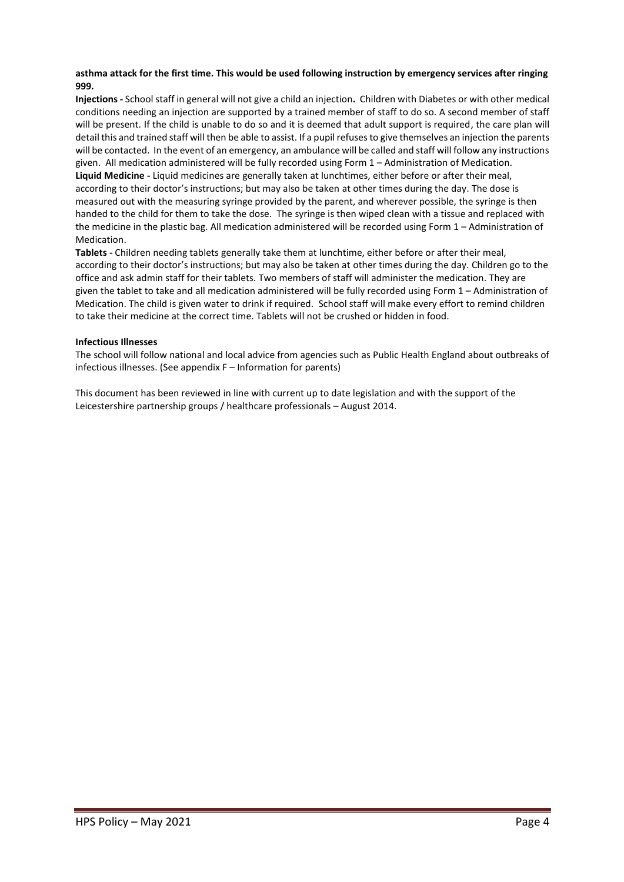**asthma attack for the first time. This would be used following instruction by emergency services after ringing 999.**

**Injections -** School staff in general will not give a child an injection**.** Children with Diabetes or with other medical conditions needing an injection are supported by a trained member of staff to do so. A second member of staff will be present. If the child is unable to do so and it is deemed that adult support is required, the care plan will detail this and trained staff will then be able to assist. If a pupil refuses to give themselves an injection the parents will be contacted. In the event of an emergency, an ambulance will be called and staff will follow any instructions given. All medication administered will be fully recorded using Form 1 – Administration of Medication.

**Liquid Medicine -** Liquid medicines are generally taken at lunchtimes, either before or after their meal, according to their doctor's instructions; but may also be taken at other times during the day. The dose is measured out with the measuring syringe provided by the parent, and wherever possible, the syringe is then handed to the child for them to take the dose. The syringe is then wiped clean with a tissue and replaced with the medicine in the plastic bag. All medication administered will be recorded using Form 1 – Administration of Medication.

**Tablets -** Children needing tablets generally take them at lunchtime, either before or after their meal, according to their doctor's instructions; but may also be taken at other times during the day. Children go to the office and ask admin staff for their tablets. Two members of staff will administer the medication. They are given the tablet to take and all medication administered will be fully recorded using Form 1 – Administration of Medication. The child is given water to drink if required. School staff will make every effort to remind children to take their medicine at the correct time. Tablets will not be crushed or hidden in food.

**Infectious Illnesses**

The school will follow national and local advice from agencies such as Public Health England about outbreaks of infectious illnesses. (See appendix F – Information for parents)

This document has been reviewed in line with current up to date legislation and with the support of the Leicestershire partnership groups / healthcare professionals – August 2014.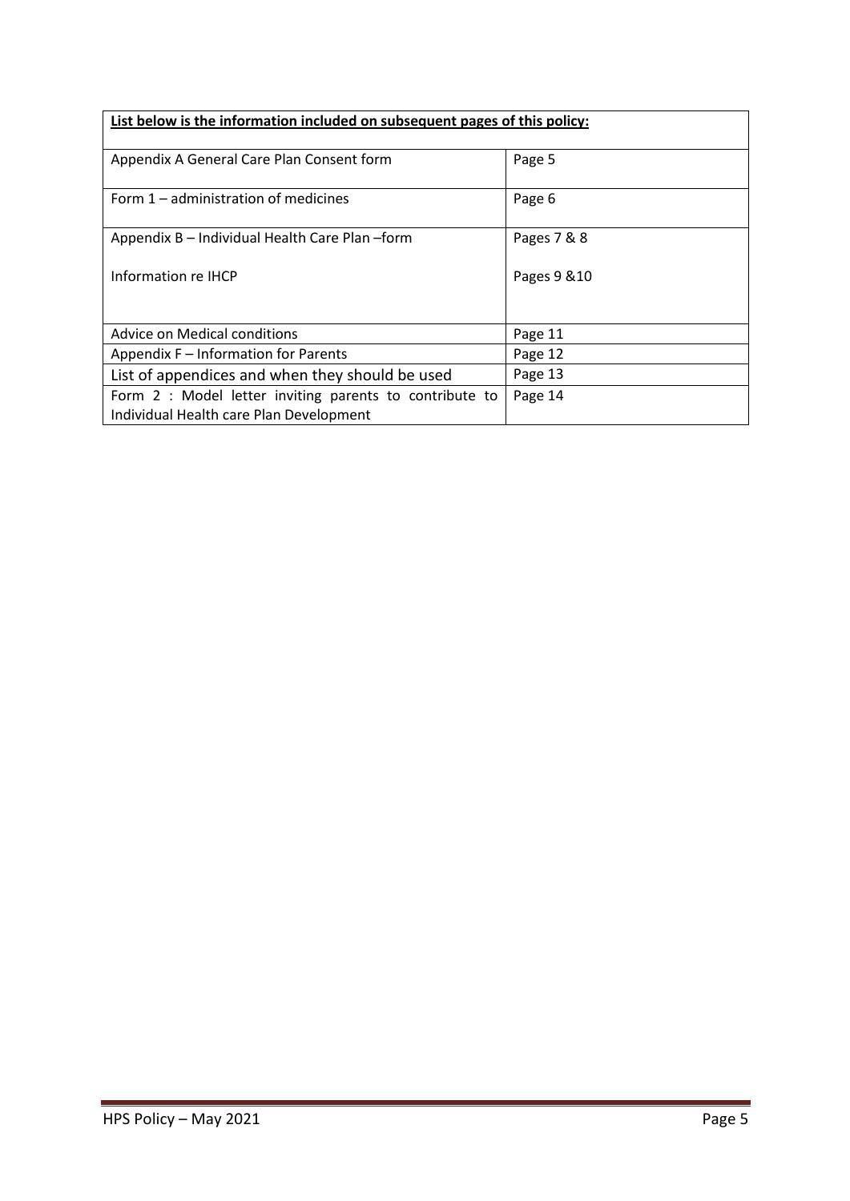| **List below is the information included on subsequent pages of this policy:** | |
|---|---|
| Appendix A General Care Plan Consent form | Page 5 |
| Form 1 – administration of medicines | Page 6 |
| Appendix B – Individual Health Care Plan –form<br><br>Information re IHCP | Pages 7 & 8<br><br>Pages 9 &10 |
| Advice on Medical conditions | Page 11 |
| Appendix F – Information for Parents | Page 12 |
| List of appendices and when they should be used | Page 13 |
| Form 2 : Model letter inviting parents to contribute to Individual Health care Plan Development | Page 14 |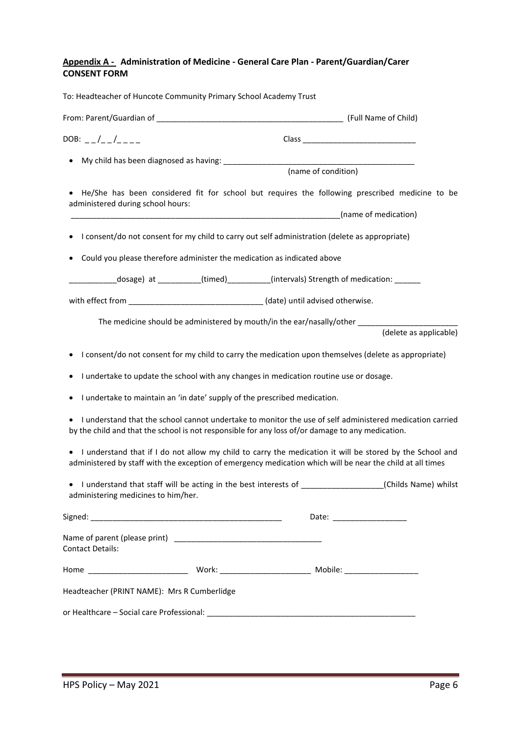**<u>Appendix A -</u> Administration of Medicine - General Care Plan - Parent/Guardian/Carer CONSENT FORM**

To: Headteacher of Huncote Community Primary School Academy Trust

From: Parent/Guardian of ___________________________________________ (Full Name of Child)

DOB: _ _/_ _/_ _ _ _ Class _________________________

- My child has been diagnosed as having: _____________________________________________
  (name of condition)

- He/She has been considered fit for school but requires the following prescribed medicine to be administered during school hours:
  _________________________________________________________________(name of medication)

- I consent/do not consent for my child to carry out self administration (delete as appropriate)

- Could you please therefore administer the medication as indicated above

___________dosage) at __________(timed)__________(intervals) Strength of medication: ______

with effect from _______________________________ (date) until advised otherwise.

The medicine should be administered by mouth/in the ear/nasally/other _______________________ (delete as applicable)

- I consent/do not consent for my child to carry the medication upon themselves (delete as appropriate)

- I undertake to update the school with any changes in medication routine use or dosage.

- I undertake to maintain an 'in date' supply of the prescribed medication.

- I understand that the school cannot undertake to monitor the use of self administered medication carried by the child and that the school is not responsible for any loss of/or damage to any medication.

- I understand that if I do not allow my child to carry the medication it will be stored by the School and administered by staff with the exception of emergency medication which will be near the child at all times

- I understand that staff will be acting in the best interests of ___________________(Childs Name) whilst administering medicines to him/her.

Signed: _____________________________________________ Date: _________________

Name of parent (please print) _________________________________

Contact Details:

Home _______________________ Work: _____________________ Mobile: _________________

Headteacher (PRINT NAME): Mrs R Cumberlidge

or Healthcare – Social care Professional: __________________________________________________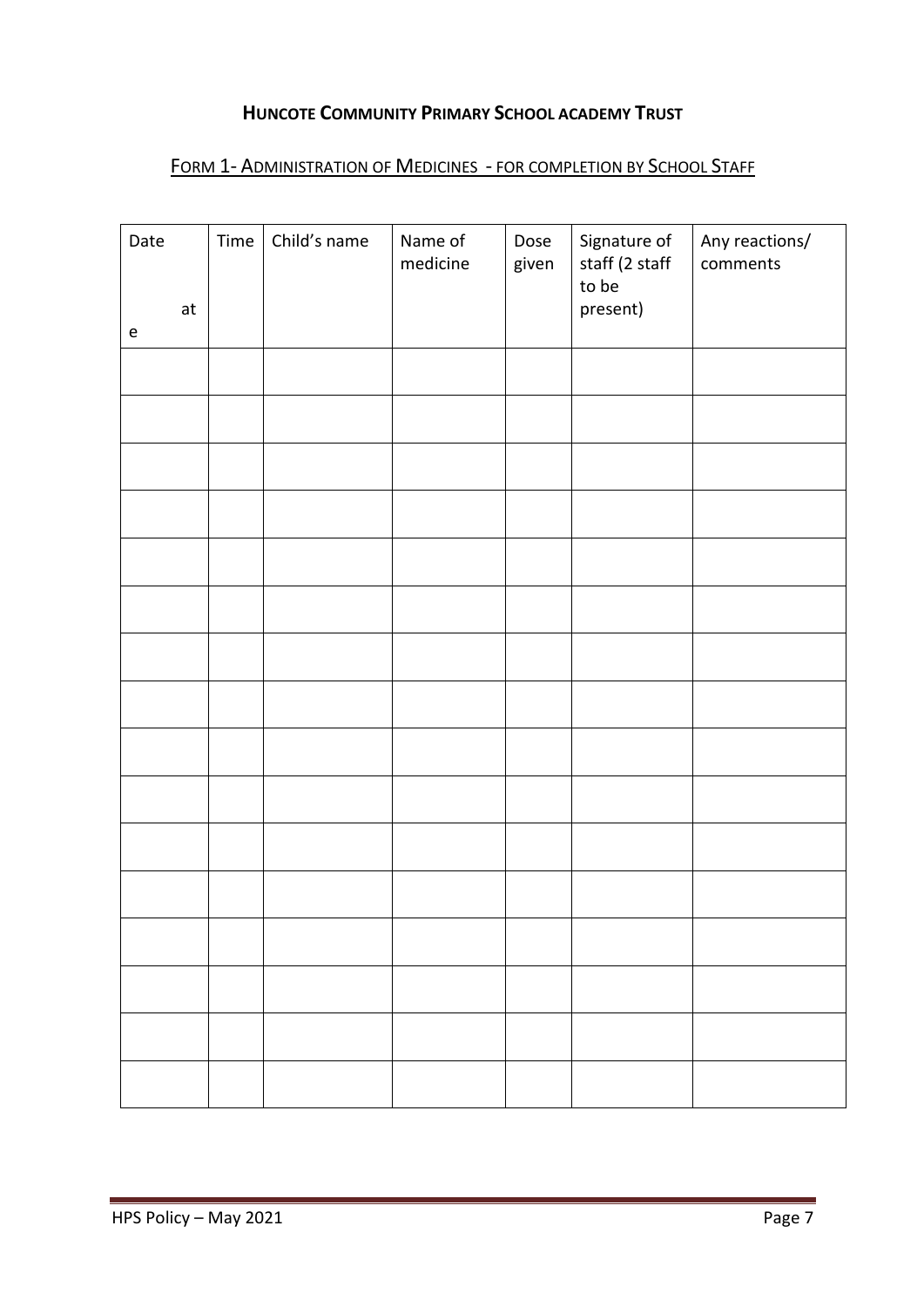## HUNCOTE COMMUNITY PRIMARY SCHOOL ACADEMY TRUST

### FORM 1- ADMINISTRATION OF MEDICINES - FOR COMPLETION BY SCHOOL STAFF

| Date at e | Time | Child's name | Name of medicine | Dose given | Signature of staff (2 staff to be present) | Any reactions/ comments |
|---|---|---|---|---|---|---|
| | | | | | | |
| | | | | | | |
| | | | | | | |
| | | | | | | |
| | | | | | | |
| | | | | | | |
| | | | | | | |
| | | | | | | |
| | | | | | | |
| | | | | | | |
| | | | | | | |
| | | | | | | |
| | | | | | | |
| | | | | | | |
| | | | | | | |
| | | | | | | |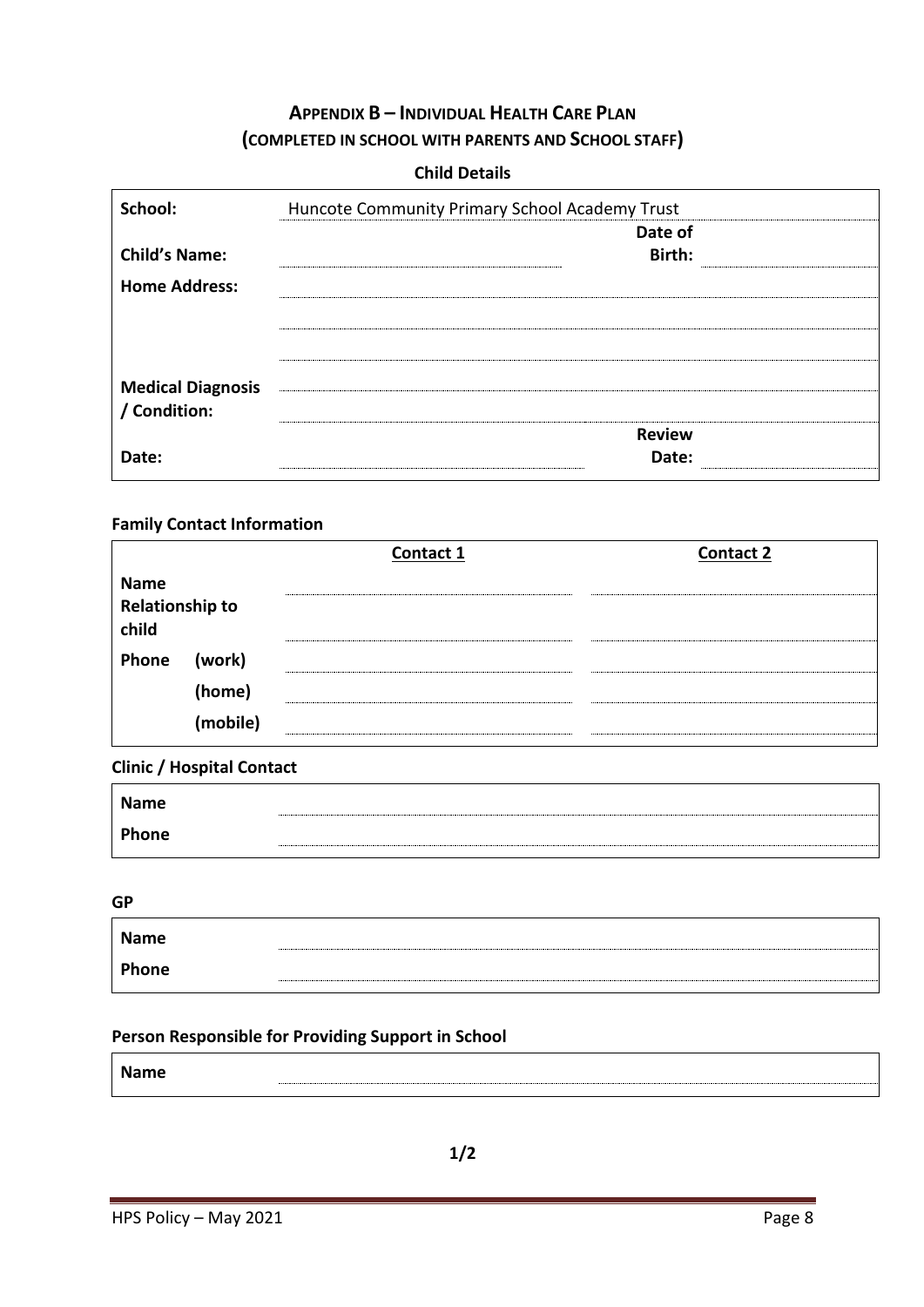## Appendix B – Individual Health Care Plan
## (completed in school with parents and school staff)

**Child Details**

| | | | |
|---|---|---|---|
| **School:** | Huncote Community Primary School Academy Trust | | |
| **Child's Name:** | | **Date of Birth:** | |
| **Home Address:** | | | |
| | | | |
| | | | |
| **Medical Diagnosis / Condition:** | | | |
| | | | |
| **Date:** | | **Review Date:** | |

**Family Contact Information**

| | | Contact 1 | Contact 2 |
|---|---|---|---|
| **Name** | | | |
| **Relationship to child** | | | |
| **Phone** | **(work)** | | |
| | **(home)** | | |
| | **(mobile)** | | |

**Clinic / Hospital Contact**

| | |
|---|---|
| **Name** | |
| **Phone** | |

**GP**

| | |
|---|---|
| **Name** | |
| **Phone** | |

**Person Responsible for Providing Support in School**

| | |
|---|---|
| **Name** | |

**1/2**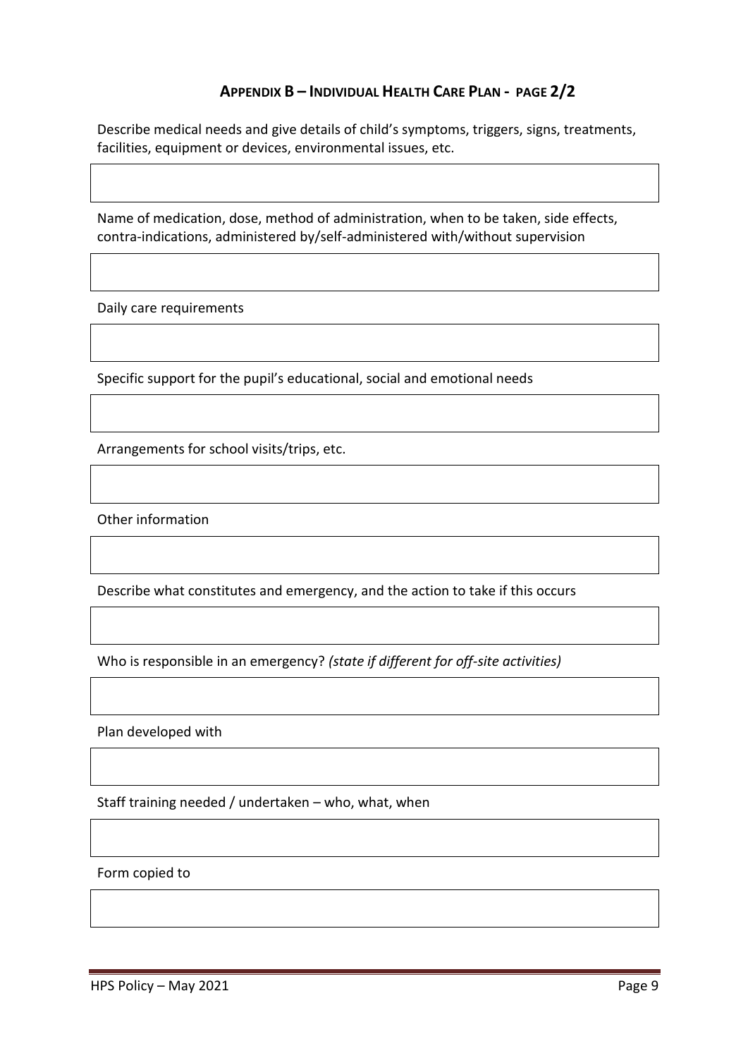## APPENDIX B – INDIVIDUAL HEALTH CARE PLAN - PAGE 2/2

Describe medical needs and give details of child's symptoms, triggers, signs, treatments, facilities, equipment or devices, environmental issues, etc.

| |
|---|
| |

Name of medication, dose, method of administration, when to be taken, side effects, contra-indications, administered by/self-administered with/without supervision

| |
|---|
| |

Daily care requirements

| |
|---|
| |

Specific support for the pupil's educational, social and emotional needs

| |
|---|
| |

Arrangements for school visits/trips, etc.

| |
|---|
| |

Other information

| |
|---|
| |

Describe what constitutes and emergency, and the action to take if this occurs

| |
|---|
| |

Who is responsible in an emergency? *(state if different for off-site activities)*

| |
|---|
| |

Plan developed with

| |
|---|
| |

Staff training needed / undertaken – who, what, when

| |
|---|
| |

Form copied to

| |
|---|
| |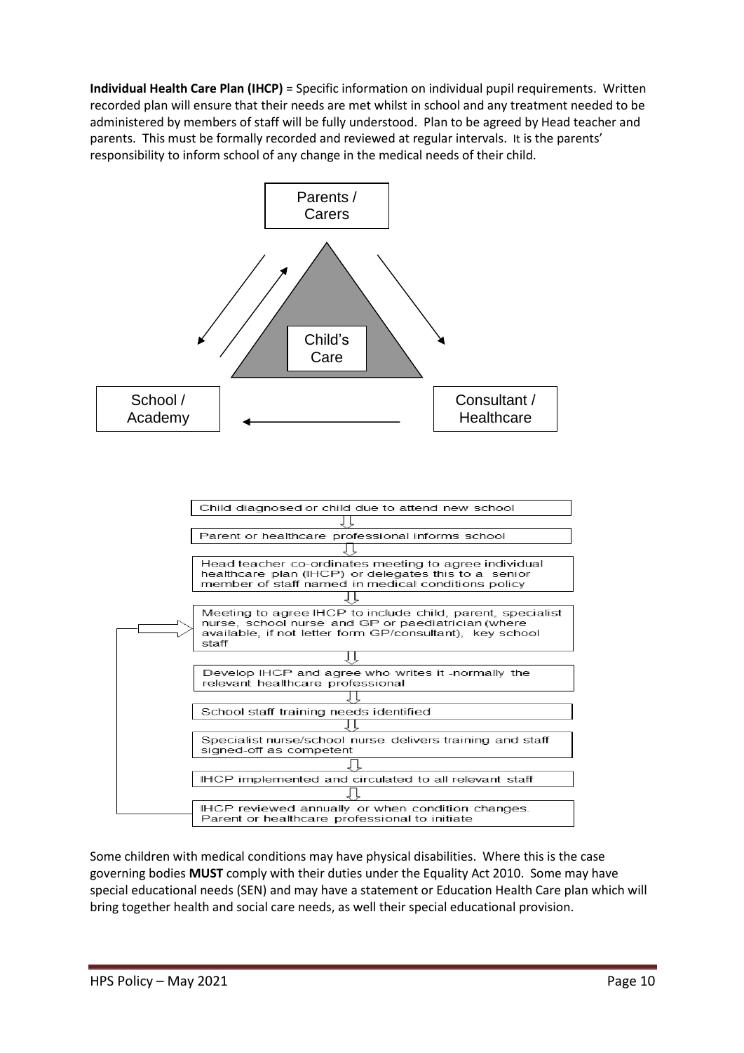**Individual Health Care Plan (IHCP)** = Specific information on individual pupil requirements. Written recorded plan will ensure that their needs are met whilst in school and any treatment needed to be administered by members of staff will be fully understood. Plan to be agreed by Head teacher and parents. This must be formally recorded and reviewed at regular intervals. It is the parents' responsibility to inform school of any change in the medical needs of their child.

Parents / Carers

Child's Care

School / Academy

Consultant / Healthcare

Child diagnosed or child due to attend new school

↓

Parent or healthcare professional informs school

↓

Head teacher co-ordinates meeting to agree individual healthcare plan (IHCP) or delegates this to a senior member of staff named in medical conditions policy

↓

Meeting to agree IHCP to include child, parent, specialist nurse, school nurse and GP or paediatrician (where available, if not letter form GP/consultant), key school staff

↓

Develop IHCP and agree who writes it -normally the relevant healthcare professional

↓

School staff training needs identified

↓

Specialist nurse/school nurse delivers training and staff signed-off as competent

↓

IHCP implemented and circulated to all relevant staff

↓

IHCP reviewed annually or when condition changes. Parent or healthcare professional to initiate

Some children with medical conditions may have physical disabilities. Where this is the case governing bodies **MUST** comply with their duties under the Equality Act 2010. Some may have special educational needs (SEN) and may have a statement or Education Health Care plan which will bring together health and social care needs, as well their special educational provision.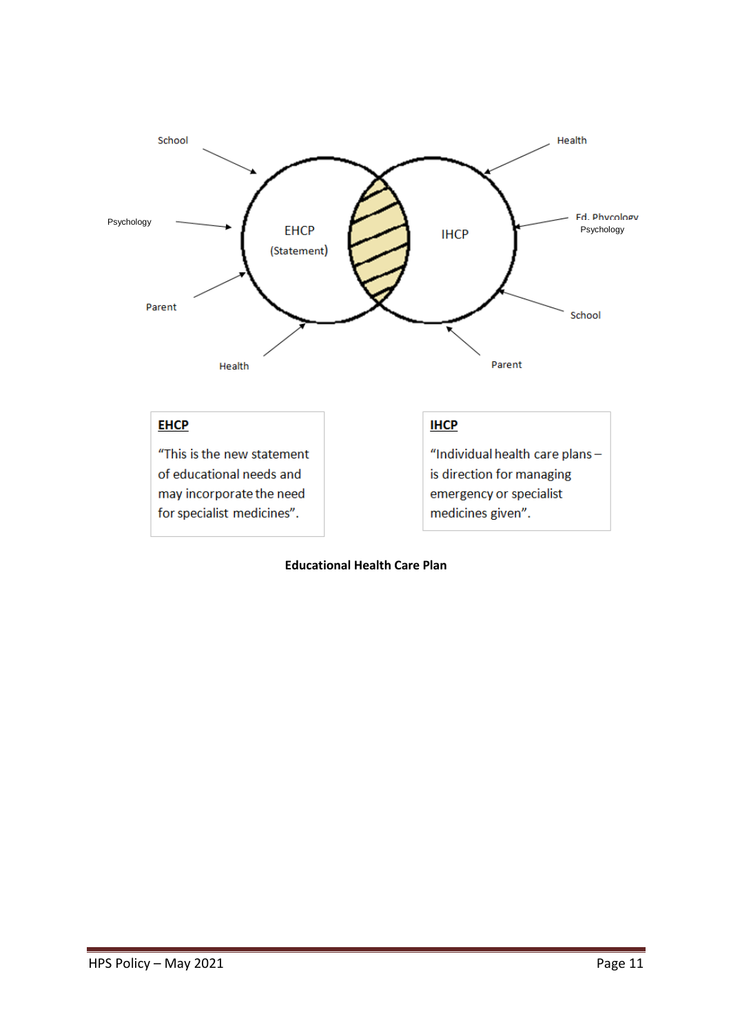School

Psychology

Parent

Health

EHCP
(Statement)

IHCP

Health

Ed. Phycology
Psychology

School

Parent

**EHCP**

"This is the new statement of educational needs and may incorporate the need for specialist medicines".

**IHCP**

"Individual health care plans – is direction for managing emergency or specialist medicines given".

**Educational Health Care Plan**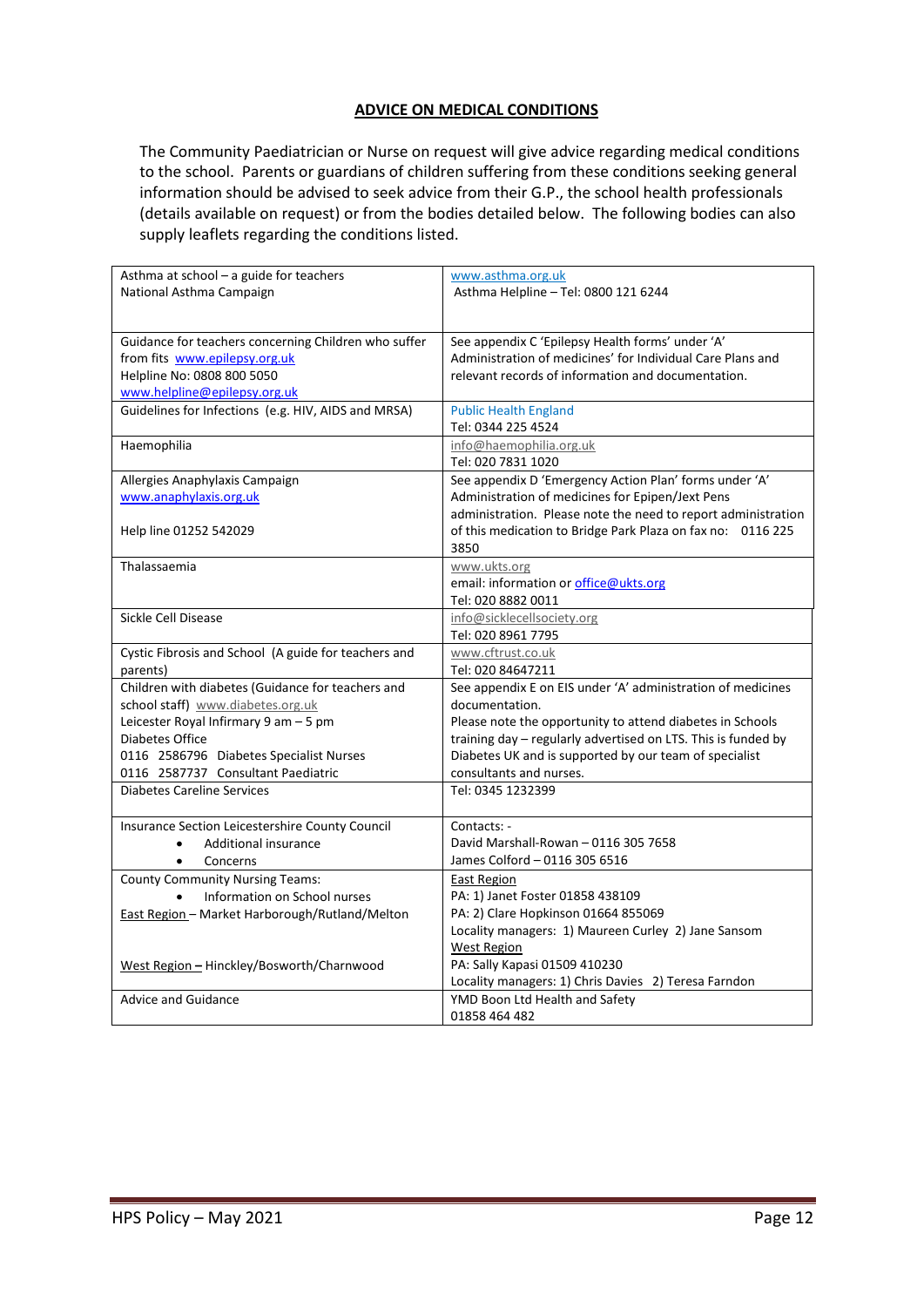## ADVICE ON MEDICAL CONDITIONS

The Community Paediatrician or Nurse on request will give advice regarding medical conditions to the school. Parents or guardians of children suffering from these conditions seeking general information should be advised to seek advice from their G.P., the school health professionals (details available on request) or from the bodies detailed below. The following bodies can also supply leaflets regarding the conditions listed.

| | |
|---|---|
| Asthma at school – a guide for teachers<br>National Asthma Campaign | www.asthma.org.uk<br>Asthma Helpline – Tel: 0800 121 6244 |
| Guidance for teachers concerning Children who suffer from fits www.epilepsy.org.uk<br>Helpline No: 0808 800 5050<br>www.helpline@epilepsy.org.uk | See appendix C 'Epilepsy Health forms' under 'A' Administration of medicines' for Individual Care Plans and relevant records of information and documentation. |
| Guidelines for Infections (e.g. HIV, AIDS and MRSA) | Public Health England<br>Tel: 0344 225 4524 |
| Haemophilia | info@haemophilia.org.uk<br>Tel: 020 7831 1020 |
| Allergies Anaphylaxis Campaign<br>www.anaphylaxis.org.uk<br><br>Help line 01252 542029 | See appendix D 'Emergency Action Plan' forms under 'A' Administration of medicines for Epipen/Jext Pens administration. Please note the need to report administration of this medication to Bridge Park Plaza on fax no: 0116 225 3850 |
| Thalassaemia | www.ukts.org<br>email: information or office@ukts.org<br>Tel: 020 8882 0011 |
| Sickle Cell Disease | info@sicklecellsociety.org<br>Tel: 020 8961 7795 |
| Cystic Fibrosis and School (A guide for teachers and parents) | www.cftrust.co.uk<br>Tel: 020 84647211 |
| Children with diabetes (Guidance for teachers and school staff) www.diabetes.org.uk<br>Leicester Royal Infirmary 9 am – 5 pm<br>Diabetes Office<br>0116 2586796 Diabetes Specialist Nurses<br>0116 2587737 Consultant Paediatric | See appendix E on EIS under 'A' administration of medicines documentation.<br>Please note the opportunity to attend diabetes in Schools training day – regularly advertised on LTS. This is funded by Diabetes UK and is supported by our team of specialist consultants and nurses. |
| Diabetes Careline Services | Tel: 0345 1232399 |
| Insurance Section Leicestershire County Council<br>• Additional insurance<br>• Concerns | Contacts: -<br>David Marshall-Rowan – 0116 305 7658<br>James Colford – 0116 305 6516 |
| County Community Nursing Teams:<br>• Information on School nurses<br>East Region – Market Harborough/Rutland/Melton<br><br><br>West Region – Hinckley/Bosworth/Charnwood | East Region<br>PA: 1) Janet Foster 01858 438109<br>PA: 2) Clare Hopkinson 01664 855069<br>Locality managers: 1) Maureen Curley 2) Jane Sansom<br>West Region<br>PA: Sally Kapasi 01509 410230<br>Locality managers: 1) Chris Davies 2) Teresa Farndon |
| Advice and Guidance | YMD Boon Ltd Health and Safety<br>01858 464 482 |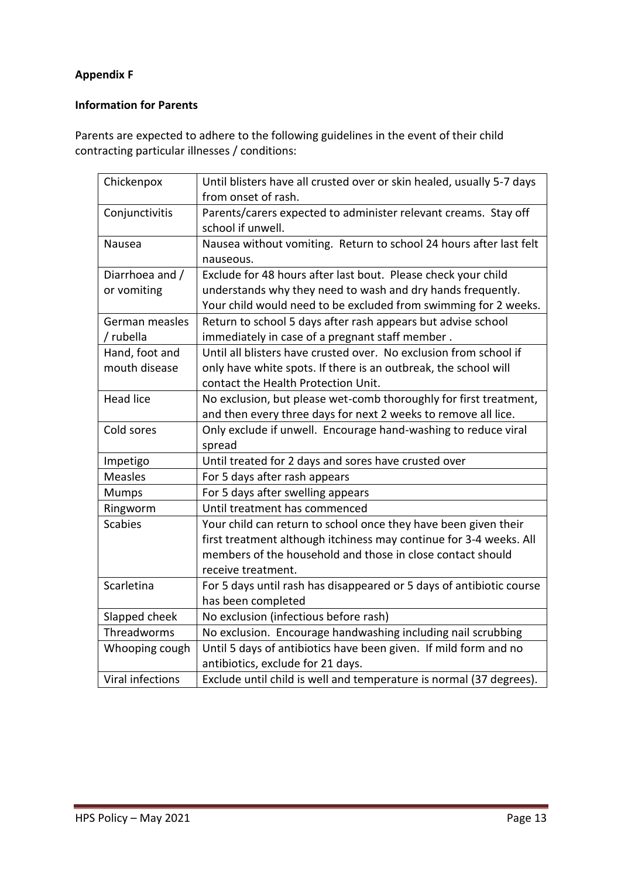**Appendix F**

**Information for Parents**

Parents are expected to adhere to the following guidelines in the event of their child contracting particular illnesses / conditions:

| | |
|---|---|
| Chickenpox | Until blisters have all crusted over or skin healed, usually 5-7 days from onset of rash. |
| Conjunctivitis | Parents/carers expected to administer relevant creams. Stay off school if unwell. |
| Nausea | Nausea without vomiting. Return to school 24 hours after last felt nauseous. |
| Diarrhoea and / or vomiting | Exclude for 48 hours after last bout. Please check your child understands why they need to wash and dry hands frequently. Your child would need to be excluded from swimming for 2 weeks. |
| German measles / rubella | Return to school 5 days after rash appears but advise school immediately in case of a pregnant staff member . |
| Hand, foot and mouth disease | Until all blisters have crusted over. No exclusion from school if only have white spots. If there is an outbreak, the school will contact the Health Protection Unit. |
| Head lice | No exclusion, but please wet-comb thoroughly for first treatment, and then every three days for next 2 weeks to remove all lice. |
| Cold sores | Only exclude if unwell. Encourage hand-washing to reduce viral spread |
| Impetigo | Until treated for 2 days and sores have crusted over |
| Measles | For 5 days after rash appears |
| Mumps | For 5 days after swelling appears |
| Ringworm | Until treatment has commenced |
| Scabies | Your child can return to school once they have been given their first treatment although itchiness may continue for 3-4 weeks. All members of the household and those in close contact should receive treatment. |
| Scarletina | For 5 days until rash has disappeared or 5 days of antibiotic course has been completed |
| Slapped cheek | No exclusion (infectious before rash) |
| Threadworms | No exclusion. Encourage handwashing including nail scrubbing |
| Whooping cough | Until 5 days of antibiotics have been given. If mild form and no antibiotics, exclude for 21 days. |
| Viral infections | Exclude until child is well and temperature is normal (37 degrees). |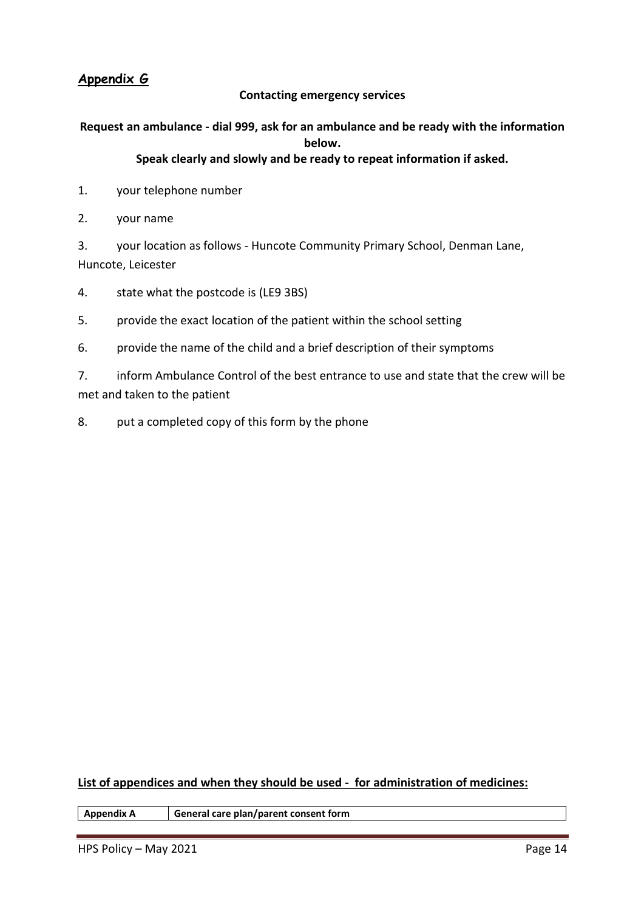## ***Appendix G***

**Contacting emergency services**

**Request an ambulance - dial 999, ask for an ambulance and be ready with the information below.**

**Speak clearly and slowly and be ready to repeat information if asked.**

1. your telephone number
2. your name
3. your location as follows - Huncote Community Primary School, Denman Lane, Huncote, Leicester
4. state what the postcode is (LE9 3BS)
5. provide the exact location of the patient within the school setting
6. provide the name of the child and a brief description of their symptoms
7. inform Ambulance Control of the best entrance to use and state that the crew will be met and taken to the patient
8. put a completed copy of this form by the phone

**List of appendices and when they should be used - for administration of medicines:**

| **Appendix A** | **General care plan/parent consent form** |
|---|---|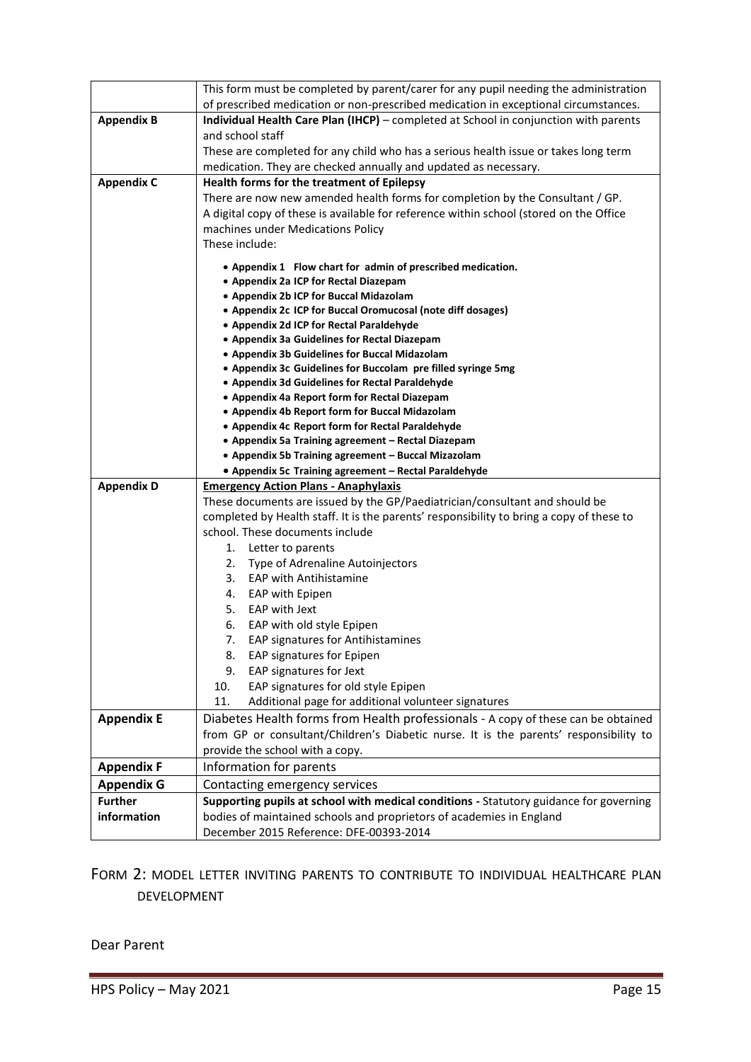|  |  |
|---|---|
|  | This form must be completed by parent/carer for any pupil needing the administration of prescribed medication or non-prescribed medication in exceptional circumstances. |
| **Appendix B** | **Individual Health Care Plan (IHCP)** – completed at School in conjunction with parents and school staff<br>These are completed for any child who has a serious health issue or takes long term medication. They are checked annually and updated as necessary. |
| **Appendix C** | **Health forms for the treatment of Epilepsy**<br>There are now new amended health forms for completion by the Consultant / GP.<br>A digital copy of these is available for reference within school (stored on the Office machines under Medications Policy<br>These include:<br>• **Appendix 1 Flow chart for admin of prescribed medication.**<br>• **Appendix 2a ICP for Rectal Diazepam**<br>• **Appendix 2b ICP for Buccal Midazolam**<br>• **Appendix 2c ICP for Buccal Oromucosal (note diff dosages)**<br>• **Appendix 2d ICP for Rectal Paraldehyde**<br>• **Appendix 3a Guidelines for Rectal Diazepam**<br>• **Appendix 3b Guidelines for Buccal Midazolam**<br>• **Appendix 3c Guidelines for Buccolam pre filled syringe 5mg**<br>• **Appendix 3d Guidelines for Rectal Paraldehyde**<br>• **Appendix 4a Report form for Rectal Diazepam**<br>• **Appendix 4b Report form for Buccal Midazolam**<br>• **Appendix 4c Report form for Rectal Paraldehyde**<br>• **Appendix 5a Training agreement – Rectal Diazepam**<br>• **Appendix 5b Training agreement – Buccal Mizazolam**<br>• **Appendix 5c Training agreement – Rectal Paraldehyde** |
| **Appendix D** | **Emergency Action Plans - Anaphylaxis**<br>These documents are issued by the GP/Paediatrician/consultant and should be completed by Health staff. It is the parents' responsibility to bring a copy of these to school. These documents include<br>1. Letter to parents<br>2. Type of Adrenaline Autoinjectors<br>3. EAP with Antihistamine<br>4. EAP with Epipen<br>5. EAP with Jext<br>6. EAP with old style Epipen<br>7. EAP signatures for Antihistamines<br>8. EAP signatures for Epipen<br>9. EAP signatures for Jext<br>10. EAP signatures for old style Epipen<br>11. Additional page for additional volunteer signatures |
| **Appendix E** | Diabetes Health forms from Health professionals - A copy of these can be obtained from GP or consultant/Children's Diabetic nurse. It is the parents' responsibility to provide the school with a copy. |
| **Appendix F** | Information for parents |
| **Appendix G** | Contacting emergency services |
| **Further information** | **Supporting pupils at school with medical conditions -** Statutory guidance for governing bodies of maintained schools and proprietors of academies in England<br>December 2015 Reference: DFE-00393-2014 |

## FORM 2: MODEL LETTER INVITING PARENTS TO CONTRIBUTE TO INDIVIDUAL HEALTHCARE PLAN DEVELOPMENT

Dear Parent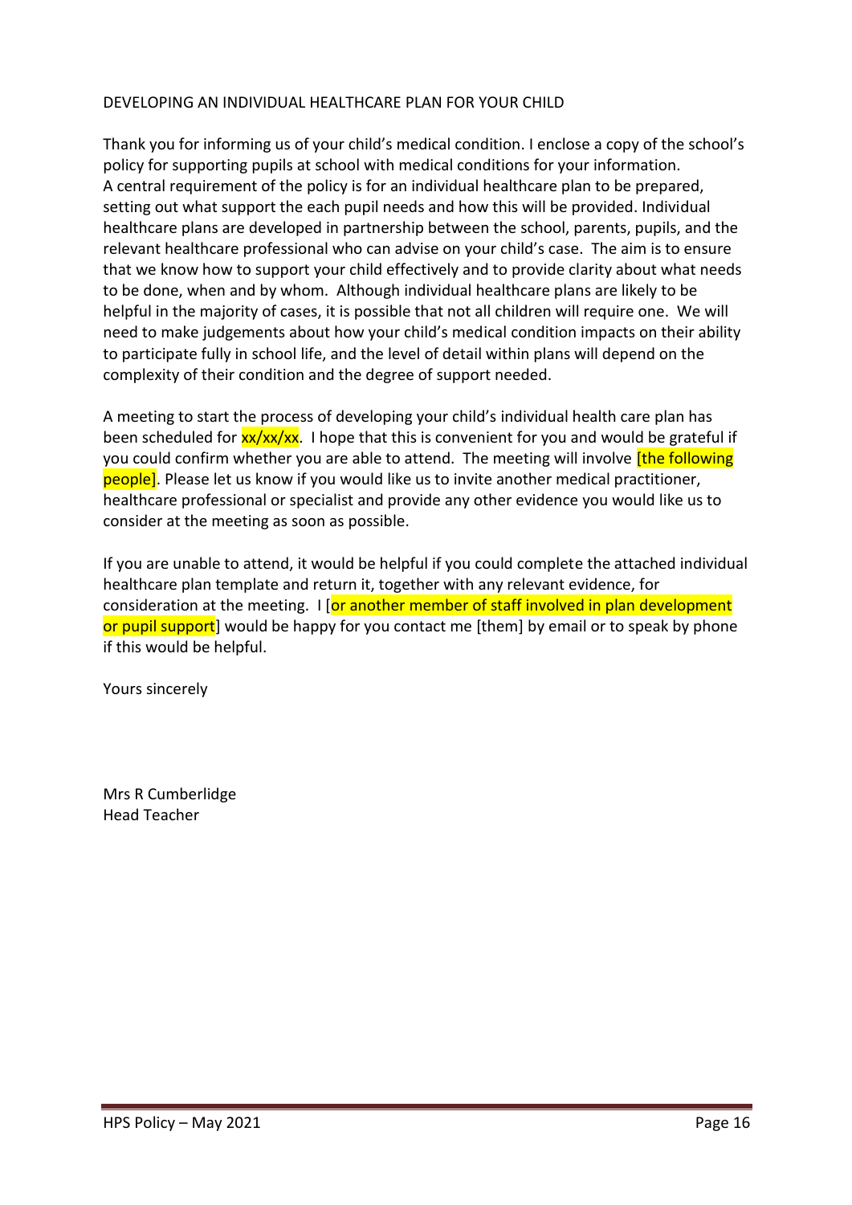DEVELOPING AN INDIVIDUAL HEALTHCARE PLAN FOR YOUR CHILD

Thank you for informing us of your child's medical condition. I enclose a copy of the school's policy for supporting pupils at school with medical conditions for your information. A central requirement of the policy is for an individual healthcare plan to be prepared, setting out what support the each pupil needs and how this will be provided. Individual healthcare plans are developed in partnership between the school, parents, pupils, and the relevant healthcare professional who can advise on your child's case. The aim is to ensure that we know how to support your child effectively and to provide clarity about what needs to be done, when and by whom. Although individual healthcare plans are likely to be helpful in the majority of cases, it is possible that not all children will require one. We will need to make judgements about how your child's medical condition impacts on their ability to participate fully in school life, and the level of detail within plans will depend on the complexity of their condition and the degree of support needed.

A meeting to start the process of developing your child's individual health care plan has been scheduled for xx/xx/xx. I hope that this is convenient for you and would be grateful if you could confirm whether you are able to attend. The meeting will involve [the following people]. Please let us know if you would like us to invite another medical practitioner, healthcare professional or specialist and provide any other evidence you would like us to consider at the meeting as soon as possible.

If you are unable to attend, it would be helpful if you could complete the attached individual healthcare plan template and return it, together with any relevant evidence, for consideration at the meeting. I [or another member of staff involved in plan development or pupil support] would be happy for you contact me [them] by email or to speak by phone if this would be helpful.

Yours sincerely

Mrs R Cumberlidge
Head Teacher